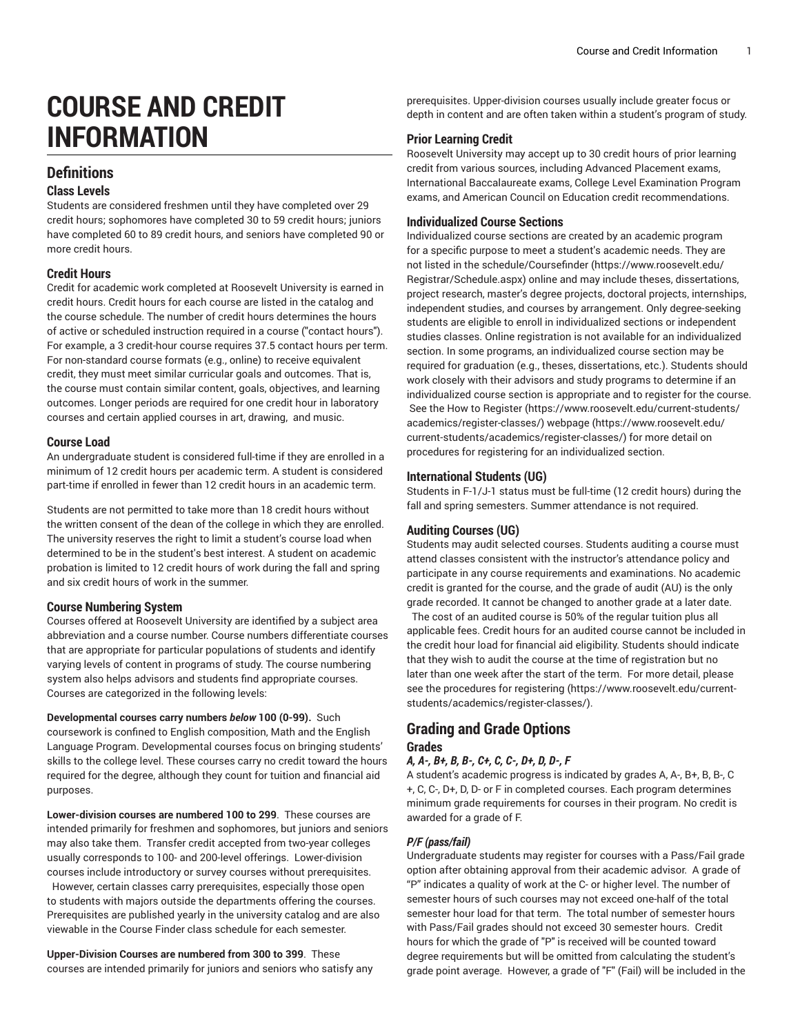# COURSE AND CREDIT INFORMATION

## Definitions

### Class Levels

Students are considered freshmen until they have completed over 29 credit hours; sophomores have completed 30 to 59 credit hours; juniors have completed 60 to 89 credit hours, and seniors have completed 90 or more credit hours.

### Credit Hours

Credit for academic work completed at Roosevelt University is earned in credit hours. Credit hours for each course are listed in the catalog and the course schedule. The number of credit hours determines the hours of active or scheduled instruction required in a course ("contact hours"). For example, a 3 credit-hour course requires 37.5 contact hours per term. For non-standard course formats (e.g., online) to receive equivalent credit, they must meet similar curricular goals and outcomes. That is, the course must contain similar content, goals, objectives, and learning outcomes. Longer periods are required for one credit hour in laboratory courses and certain applied courses in art, drawing, and music.

### Course Load

An undergraduate student is considered full-time if they are enrolled in a minimum of 12 credit hours per academic term. A student is considered part-time if enrolled in fewer than 12 credit hours in an academic term.

Students are not permitted to take more than 18 credit hours without the written consent of the dean of the college in which they are enrolled. The university reserves the right to limit a student's course load when determined to be in the student's best interest. A student on academic probation is limited to 12 credit hours of work during the fall and spring and six credit hours of work in the summer.

### Course Numbering System

Courses offered at Roosevelt University are identified by a subject area abbreviation and a course number. Course numbers differentiate courses that are appropriate for particular populations of students and identify varying levels of content in programs of study. The course numbering system also helps advisors and students find appropriate courses. Courses are categorized in the following levels:

**Developmental courses carry numbers *below* 100 (0-99).** Such coursework is confined to English composition, Math and the English Language Program. Developmental courses focus on bringing students' skills to the college level. These courses carry no credit toward the hours required for the degree, although they count for tuition and financial aid purposes.

**Lower-division courses are numbered 100 to 299**. These courses are intended primarily for freshmen and sophomores, but juniors and seniors may also take them. Transfer credit accepted from two-year colleges usually corresponds to 100- and 200-level offerings. Lower-division courses include introductory or survey courses without prerequisites. However, certain classes carry prerequisites, especially those open to students with majors outside the departments offering the courses. Prerequisites are published yearly in the university catalog and are also viewable in the Course Finder class schedule for each semester.

**Upper-Division Courses are numbered from 300 to 399**. These courses are intended primarily for juniors and seniors who satisfy any prerequisites. Upper-division courses usually include greater focus or depth in content and are often taken within a student's program of study.

### Prior Learning Credit

Roosevelt University may accept up to 30 credit hours of prior learning credit from various sources, including Advanced Placement exams, International Baccalaureate exams, College Level Examination Program exams, and American Council on Education credit recommendations.

### Individualized Course Sections

Individualized course sections are created by an academic program for a specific purpose to meet a student's academic needs. They are not listed in the schedule/Coursefinder (https://www.roosevelt.edu/Registrar/Schedule.aspx) online and may include theses, dissertations, project research, master's degree projects, doctoral projects, internships, independent studies, and courses by arrangement. Only degree-seeking students are eligible to enroll in individualized sections or independent studies classes. Online registration is not available for an individualized section. In some programs, an individualized course section may be required for graduation (e.g., theses, dissertations, etc.). Students should work closely with their advisors and study programs to determine if an individualized course section is appropriate and to register for the course. See the How to Register (https://www.roosevelt.edu/current-students/academics/register-classes/) webpage (https://www.roosevelt.edu/current-students/academics/register-classes/) for more detail on procedures for registering for an individualized section.

### International Students (UG)

Students in F-1/J-1 status must be full-time (12 credit hours) during the fall and spring semesters. Summer attendance is not required.

### Auditing Courses (UG)

Students may audit selected courses. Students auditing a course must attend classes consistent with the instructor's attendance policy and participate in any course requirements and examinations. No academic credit is granted for the course, and the grade of audit (AU) is the only grade recorded. It cannot be changed to another grade at a later date. The cost of an audited course is 50% of the regular tuition plus all applicable fees. Credit hours for an audited course cannot be included in the credit hour load for financial aid eligibility. Students should indicate that they wish to audit the course at the time of registration but no later than one week after the start of the term. For more detail, please see the procedures for registering (https://www.roosevelt.edu/current-students/academics/register-classes/).

## Grading and Grade Options

### Grades

#### *A, A-, B+, B, B-, C+, C, C-, D+, D, D-, F*

A student's academic progress is indicated by grades A, A-, B+, B, B-, C+, C, C-, D+, D, D- or F in completed courses. Each program determines minimum grade requirements for courses in their program. No credit is awarded for a grade of F.

#### *P/F (pass/fail)*

Undergraduate students may register for courses with a Pass/Fail grade option after obtaining approval from their academic advisor. A grade of "P" indicates a quality of work at the C- or higher level. The number of semester hours of such courses may not exceed one-half of the total semester hour load for that term. The total number of semester hours with Pass/Fail grades should not exceed 30 semester hours. Credit hours for which the grade of "P" is received will be counted toward degree requirements but will be omitted from calculating the student's grade point average. However, a grade of "F" (Fail) will be included in the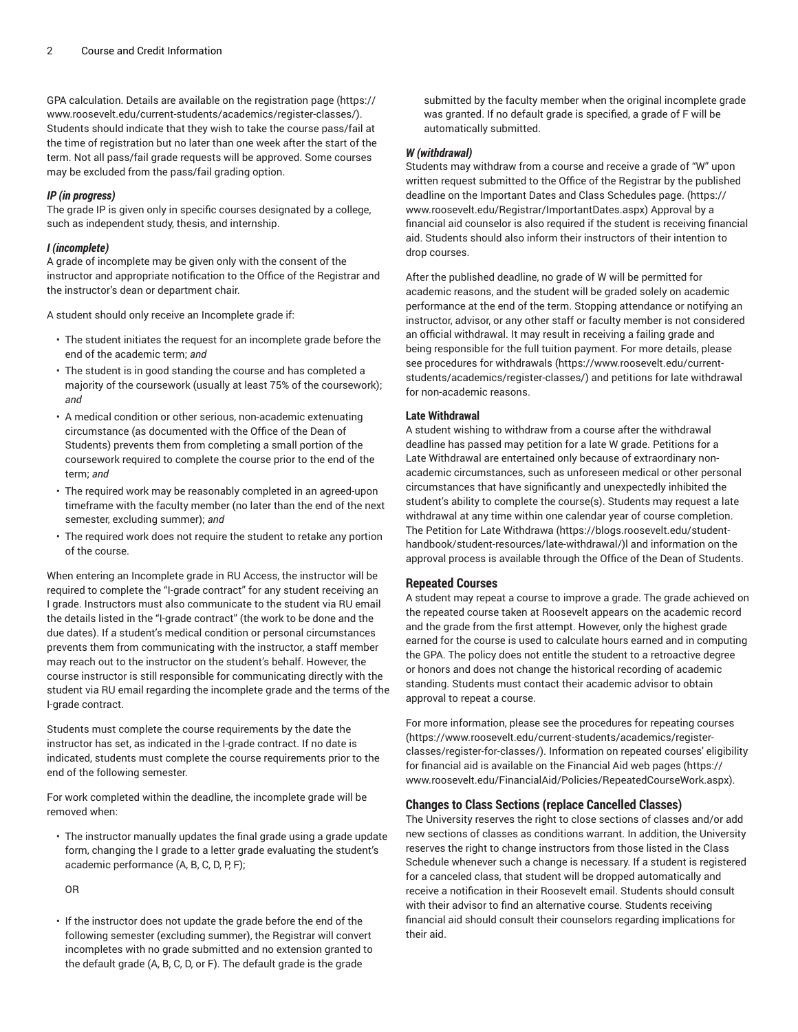GPA calculation. Details are available on the registration page (https://www.roosevelt.edu/current-students/academics/register-classes/). Students should indicate that they wish to take the course pass/fail at the time of registration but no later than one week after the start of the term. Not all pass/fail grade requests will be approved. Some courses may be excluded from the pass/fail grading option.

#### *IP (in progress)*

The grade IP is given only in specific courses designated by a college, such as independent study, thesis, and internship.

#### *I (incomplete)*

A grade of incomplete may be given only with the consent of the instructor and appropriate notification to the Office of the Registrar and the instructor's dean or department chair.

A student should only receive an Incomplete grade if:

- The student initiates the request for an incomplete grade before the end of the academic term; *and*
- The student is in good standing the course and has completed a majority of the coursework (usually at least 75% of the coursework); *and*
- A medical condition or other serious, non-academic extenuating circumstance (as documented with the Office of the Dean of Students) prevents them from completing a small portion of the coursework required to complete the course prior to the end of the term; *and*
- The required work may be reasonably completed in an agreed-upon timeframe with the faculty member (no later than the end of the next semester, excluding summer); *and*
- The required work does not require the student to retake any portion of the course.

When entering an Incomplete grade in RU Access, the instructor will be required to complete the "I-grade contract" for any student receiving an I grade. Instructors must also communicate to the student via RU email the details listed in the "I-grade contract" (the work to be done and the due dates). If a student's medical condition or personal circumstances prevents them from communicating with the instructor, a staff member may reach out to the instructor on the student's behalf. However, the course instructor is still responsible for communicating directly with the student via RU email regarding the incomplete grade and the terms of the I-grade contract.

Students must complete the course requirements by the date the instructor has set, as indicated in the I-grade contract. If no date is indicated, students must complete the course requirements prior to the end of the following semester.

For work completed within the deadline, the incomplete grade will be removed when:

- The instructor manually updates the final grade using a grade update form, changing the I grade to a letter grade evaluating the student's academic performance (A, B, C, D, P, F);

OR

- If the instructor does not update the grade before the end of the following semester (excluding summer), the Registrar will convert incompletes with no grade submitted and no extension granted to the default grade (A, B, C, D, or F). The default grade is the grade submitted by the faculty member when the original incomplete grade was granted. If no default grade is specified, a grade of F will be automatically submitted.

#### *W (withdrawal)*

Students may withdraw from a course and receive a grade of "W" upon written request submitted to the Office of the Registrar by the published deadline on the Important Dates and Class Schedules page. (https://www.roosevelt.edu/Registrar/ImportantDates.aspx) Approval by a financial aid counselor is also required if the student is receiving financial aid. Students should also inform their instructors of their intention to drop courses.

After the published deadline, no grade of W will be permitted for academic reasons, and the student will be graded solely on academic performance at the end of the term. Stopping attendance or notifying an instructor, advisor, or any other staff or faculty member is not considered an official withdrawal. It may result in receiving a failing grade and being responsible for the full tuition payment. For more details, please see procedures for withdrawals (https://www.roosevelt.edu/current-students/academics/register-classes/) and petitions for late withdrawal for non-academic reasons.

#### **Late Withdrawal**

A student wishing to withdraw from a course after the withdrawal deadline has passed may petition for a late W grade. Petitions for a Late Withdrawal are entertained only because of extraordinary non-academic circumstances, such as unforeseen medical or other personal circumstances that have significantly and unexpectedly inhibited the student's ability to complete the course(s). Students may request a late withdrawal at any time within one calendar year of course completion. The Petition for Late Withdrawa (https://blogs.roosevelt.edu/student-handbook/student-resources/late-withdrawal/)l and information on the approval process is available through the Office of the Dean of Students.

### Repeated Courses

A student may repeat a course to improve a grade. The grade achieved on the repeated course taken at Roosevelt appears on the academic record and the grade from the first attempt. However, only the highest grade earned for the course is used to calculate hours earned and in computing the GPA. The policy does not entitle the student to a retroactive degree or honors and does not change the historical recording of academic standing. Students must contact their academic advisor to obtain approval to repeat a course.

For more information, please see the procedures for repeating courses (https://www.roosevelt.edu/current-students/academics/register-classes/register-for-classes/). Information on repeated courses' eligibility for financial aid is available on the Financial Aid web pages (https://www.roosevelt.edu/FinancialAid/Policies/RepeatedCourseWork.aspx).

### Changes to Class Sections (replace Cancelled Classes)

The University reserves the right to close sections of classes and/or add new sections of classes as conditions warrant. In addition, the University reserves the right to change instructors from those listed in the Class Schedule whenever such a change is necessary. If a student is registered for a canceled class, that student will be dropped automatically and receive a notification in their Roosevelt email. Students should consult with their advisor to find an alternative course. Students receiving financial aid should consult their counselors regarding implications for their aid.